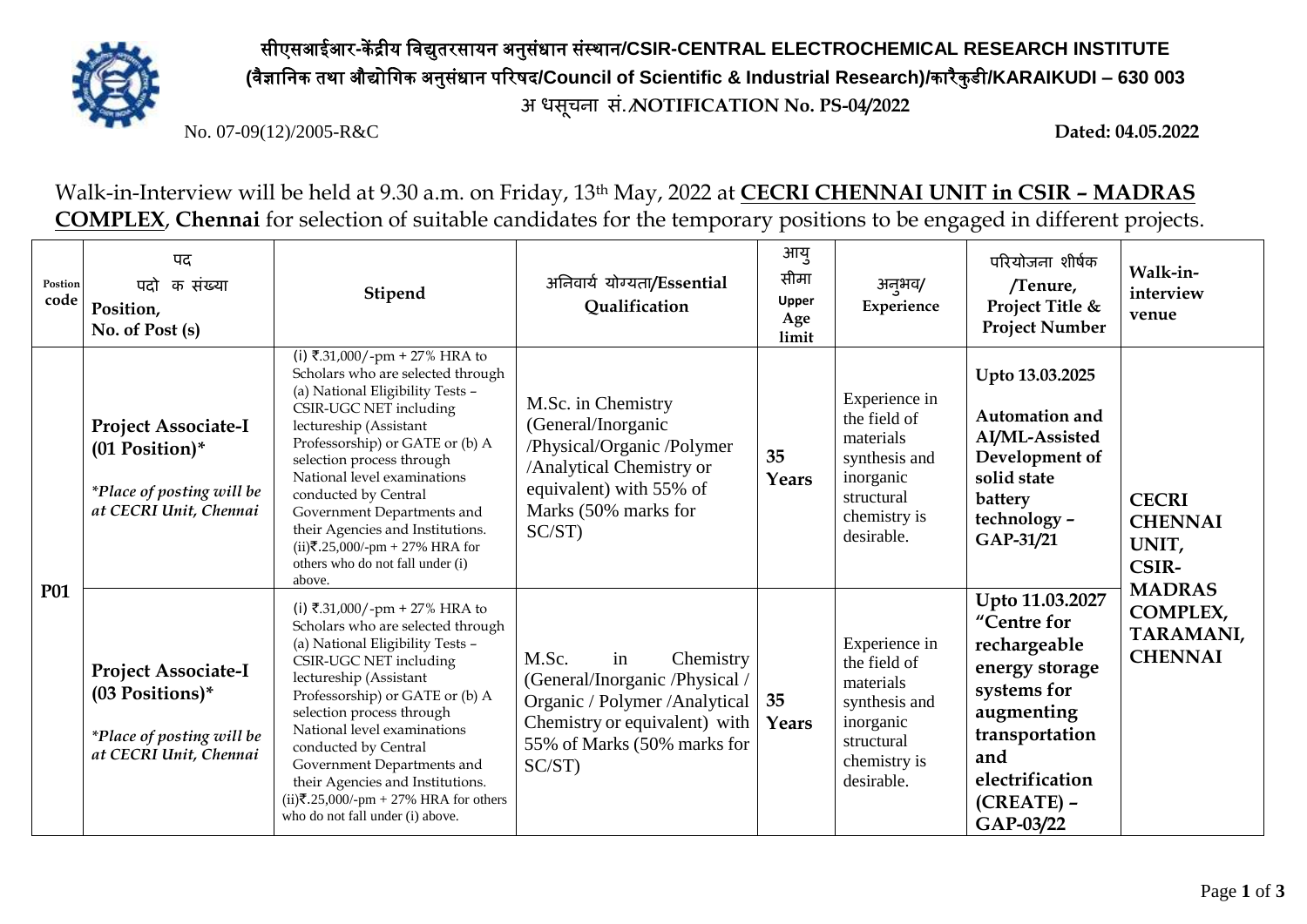# सीएसआईआर-केंद्रीय विद्युतरसायन अनुसंधान संस्थान/CSIR-CENTRAL ELECTROCHEMICAL RESEARCH INSTITUTE

**(वैज्ञानिक तथा औद्योगिक अनुसंधान परिषद/Council of Scientific & Industrial Research)/कारैकुडी/KARAIKUDI – 630 003**

**अधिसूचना सं./NOTIFICATION No. PS-04/2022**

No. 07-09(12)/2005-R&C **Dated: 04.05.2022**

Walk-in-Interview will be held at 9.30 a.m. on Friday, 13th May, 2022 at **CECRI CHENNAI UNIT in CSIR – MADRAS COMPLEX**, **Chennai** for selection of suitable candidates for the temporary positions to be engaged in different projects.

| Postion code | पद पदो क संख्या Position, No. of Post (s) | Stipend | अनिवार्य योग्यता/Essential Qualification | आयु सीमा Upper Age limit | अनुभव/ Experience | परियोजना शीर्षक /Tenure, Project Title & Project Number | Walk-in-interview venue |
|---|---|---|---|---|---|---|---|
| **P01** | **Project Associate-I (01 Position)*** *\*Place of posting will be at CECRI Unit, Chennai* | (i) ₹.31,000/-pm + 27% HRA to Scholars who are selected through (a) National Eligibility Tests – CSIR-UGC NET including lectureship (Assistant Professorship) or GATE or (b) A selection process through National level examinations conducted by Central Government Departments and their Agencies and Institutions. (ii)₹.25,000/-pm + 27% HRA for others who do not fall under (i) above. | M.Sc. in Chemistry (General/Inorganic /Physical/Organic /Polymer /Analytical Chemistry or equivalent) with 55% of Marks (50% marks for SC/ST) | **35 Years** | Experience in the field of materials synthesis and inorganic structural chemistry is desirable. | **Upto 13.03.2025** **Automation and AI/ML-Assisted Development of solid state battery technology – GAP-31/21** | **CECRI CHENNAI UNIT, CSIR-MADRAS COMPLEX, TARAMANI, CHENNAI** |
| | **Project Associate-I (03 Positions)*** *\*Place of posting will be at CECRI Unit, Chennai* | (i) ₹.31,000/-pm + 27% HRA to Scholars who are selected through (a) National Eligibility Tests – CSIR-UGC NET including lectureship (Assistant Professorship) or GATE or (b) A selection process through National level examinations conducted by Central Government Departments and their Agencies and Institutions. (ii)₹.25,000/-pm + 27% HRA for others who do not fall under (i) above. | M.Sc. in Chemistry (General/Inorganic /Physical / Organic / Polymer /Analytical Chemistry or equivalent) with 55% of Marks (50% marks for SC/ST) | **35 Years** | Experience in the field of materials synthesis and inorganic structural chemistry is desirable. | **Upto 11.03.2027** **"Centre for rechargeable energy storage systems for augmenting transportation and electrification (CREATE) – GAP-03/22** | |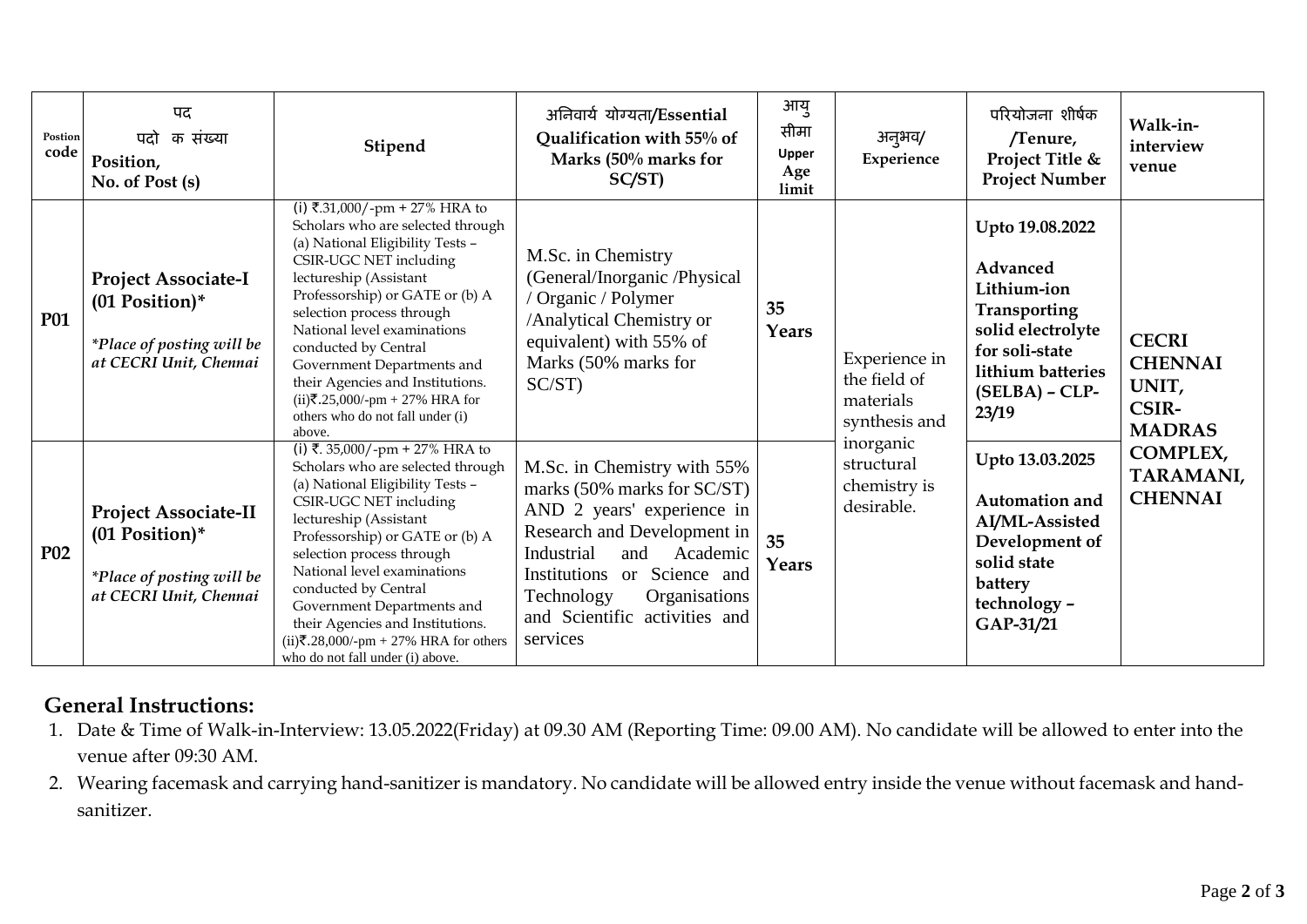| Postion code | पद पदो क संख्या Position, No. of Post (s) | Stipend | अनिवार्य योग्यता/Essential Qualification with 55% of Marks (50% marks for SC/ST) | आयु सीमा Upper Age limit | अनुभव/ Experience | परियोजना शीर्षक /Tenure, Project Title & Project Number | Walk-in-interview venue |
|---|---|---|---|---|---|---|---|
| **P01** | **Project Associate-I (01 Position)*** *\*Place of posting will be at CECRI Unit, Chennai* | (i) ₹.31,000/-pm + 27% HRA to Scholars who are selected through (a) National Eligibility Tests – CSIR-UGC NET including lectureship (Assistant Professorship) or GATE or (b) A selection process through National level examinations conducted by Central Government Departments and their Agencies and Institutions. (ii)₹.25,000/-pm + 27% HRA for others who do not fall under (i) above. | M.Sc. in Chemistry (General/Inorganic /Physical / Organic / Polymer /Analytical Chemistry or equivalent) with 55% of Marks (50% marks for SC/ST) | **35 Years** | Experience in the field of materials synthesis and inorganic structural chemistry is desirable. | **Upto 19.08.2022** **Advanced Lithium-ion Transporting solid electrolyte for soli-state lithium batteries (SELBA) – CLP-23/19** | **CECRI CHENNAI UNIT, CSIR-MADRAS COMPLEX, TARAMANI, CHENNAI** |
| **P02** | **Project Associate-II (01 Position)*** *\*Place of posting will be at CECRI Unit, Chennai* | (i) ₹. 35,000/-pm + 27% HRA to Scholars who are selected through (a) National Eligibility Tests – CSIR-UGC NET including lectureship (Assistant Professorship) or GATE or (b) A selection process through National level examinations conducted by Central Government Departments and their Agencies and Institutions. (ii)₹.28,000/-pm + 27% HRA for others who do not fall under (i) above. | M.Sc. in Chemistry with 55% marks (50% marks for SC/ST) AND 2 years' experience in Research and Development in Industrial and Academic Institutions or Science and Technology Organisations and Scientific activities and services | **35 Years** | | **Upto 13.03.2025** **Automation and AI/ML-Assisted Development of solid state battery technology – GAP-31/21** | |

## General Instructions:

1. Date & Time of Walk-in-Interview: 13.05.2022(Friday) at 09.30 AM (Reporting Time: 09.00 AM). No candidate will be allowed to enter into the venue after 09:30 AM.
2. Wearing facemask and carrying hand-sanitizer is mandatory. No candidate will be allowed entry inside the venue without facemask and hand-sanitizer.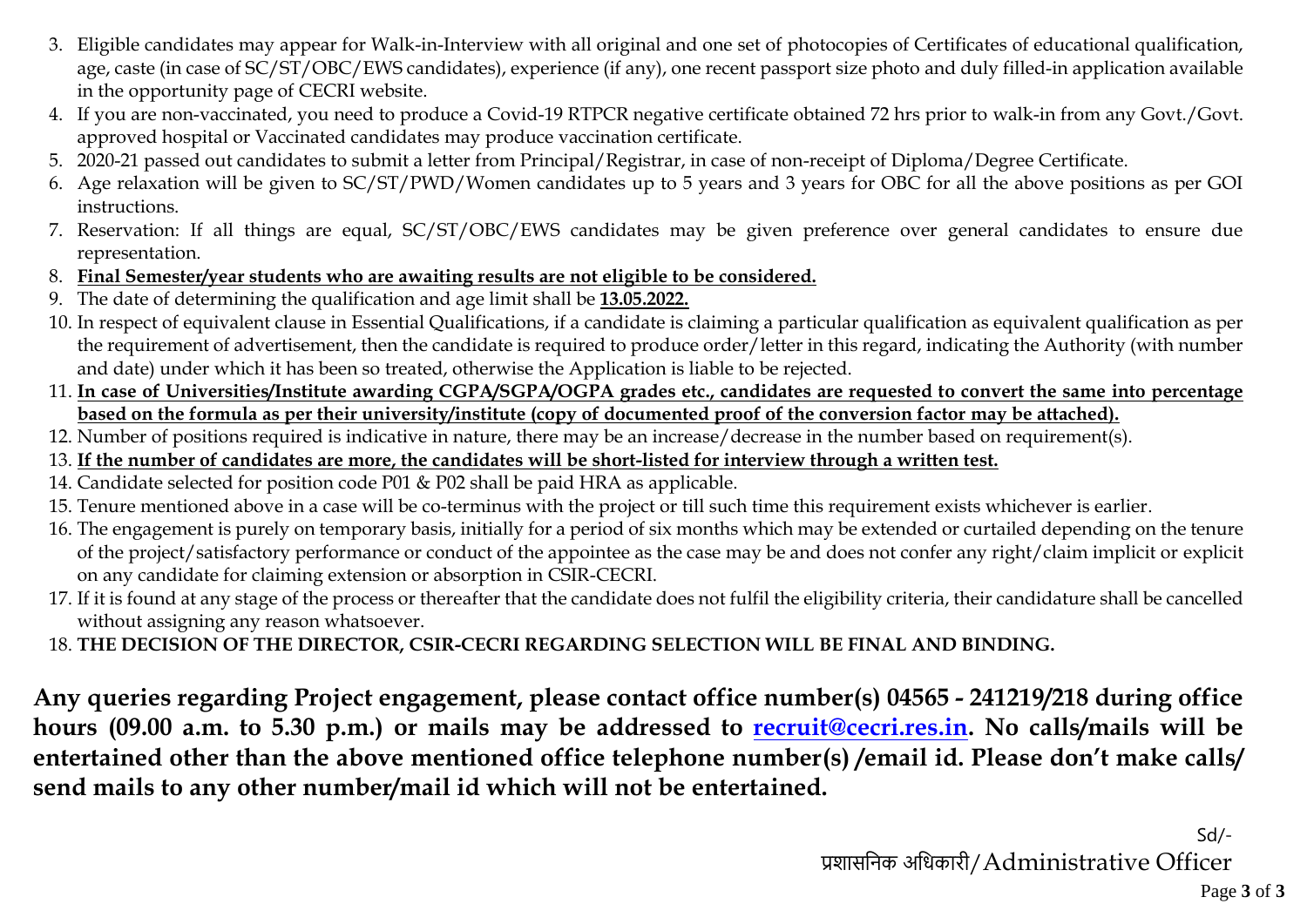3. Eligible candidates may appear for Walk-in-Interview with all original and one set of photocopies of Certificates of educational qualification, age, caste (in case of SC/ST/OBC/EWS candidates), experience (if any), one recent passport size photo and duly filled-in application available in the opportunity page of CECRI website.
4. If you are non-vaccinated, you need to produce a Covid-19 RTPCR negative certificate obtained 72 hrs prior to walk-in from any Govt./Govt. approved hospital or Vaccinated candidates may produce vaccination certificate.
5. 2020-21 passed out candidates to submit a letter from Principal/Registrar, in case of non-receipt of Diploma/Degree Certificate.
6. Age relaxation will be given to SC/ST/PWD/Women candidates up to 5 years and 3 years for OBC for all the above positions as per GOI instructions.
7. Reservation: If all things are equal, SC/ST/OBC/EWS candidates may be given preference over general candidates to ensure due representation.
8. **Final Semester/year students who are awaiting results are not eligible to be considered.**
9. The date of determining the qualification and age limit shall be **13.05.2022.**
10. In respect of equivalent clause in Essential Qualifications, if a candidate is claiming a particular qualification as equivalent qualification as per the requirement of advertisement, then the candidate is required to produce order/letter in this regard, indicating the Authority (with number and date) under which it has been so treated, otherwise the Application is liable to be rejected.
11. **In case of Universities/Institute awarding CGPA/SGPA/OGPA grades etc., candidates are requested to convert the same into percentage based on the formula as per their university/institute (copy of documented proof of the conversion factor may be attached).**
12. Number of positions required is indicative in nature, there may be an increase/decrease in the number based on requirement(s).
13. **If the number of candidates are more, the candidates will be short-listed for interview through a written test.**
14. Candidate selected for position code P01 & P02 shall be paid HRA as applicable.
15. Tenure mentioned above in a case will be co-terminus with the project or till such time this requirement exists whichever is earlier.
16. The engagement is purely on temporary basis, initially for a period of six months which may be extended or curtailed depending on the tenure of the project/satisfactory performance or conduct of the appointee as the case may be and does not confer any right/claim implicit or explicit on any candidate for claiming extension or absorption in CSIR-CECRI.
17. If it is found at any stage of the process or thereafter that the candidate does not fulfil the eligibility criteria, their candidature shall be cancelled without assigning any reason whatsoever.
18. **THE DECISION OF THE DIRECTOR, CSIR-CECRI REGARDING SELECTION WILL BE FINAL AND BINDING.**

**Any queries regarding Project engagement, please contact office number(s) 04565 - 241219/218 during office hours (09.00 a.m. to 5.30 p.m.) or mails may be addressed to recruit@cecri.res.in. No calls/mails will be entertained other than the above mentioned office telephone number(s) /email id. Please don't make calls/ send mails to any other number/mail id which will not be entertained.**

Sd/-

प्रशासनिक अधिकारी/Administrative Officer